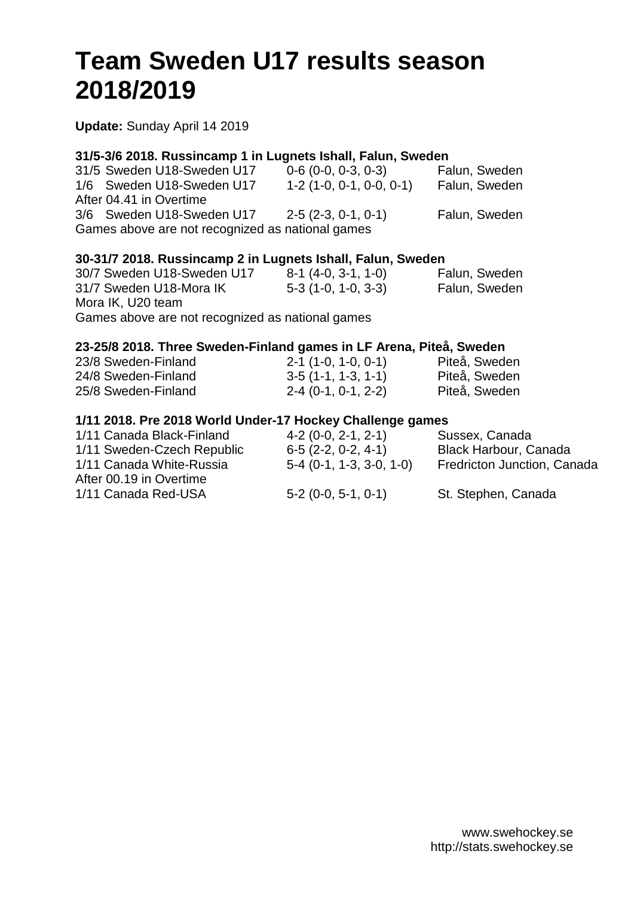# Team Sweden U17 results season 2018/2019

**Update:** Sunday April 14 2019

**31/5-3/6 2018. Russincamp 1 in Lugnets Ishall, Falun, Sweden**

| | | |
|---|---|---|
| 31/5 Sweden U18-Sweden U17 | 0-6 (0-0, 0-3, 0-3) | Falun, Sweden |
| 1/6 Sweden U18-Sweden U17 | 1-2 (1-0, 0-1, 0-0, 0-1) | Falun, Sweden |
| After 04.41 in Overtime | | |
| 3/6 Sweden U18-Sweden U17 | 2-5 (2-3, 0-1, 0-1) | Falun, Sweden |

Games above are not recognized as national games

**30-31/7 2018. Russincamp 2 in Lugnets Ishall, Falun, Sweden**

| | | |
|---|---|---|
| 30/7 Sweden U18-Sweden U17 | 8-1 (4-0, 3-1, 1-0) | Falun, Sweden |
| 31/7 Sweden U18-Mora IK | 5-3 (1-0, 1-0, 3-3) | Falun, Sweden |
| Mora IK, U20 team | | |

Games above are not recognized as national games

**23-25/8 2018. Three Sweden-Finland games in LF Arena, Piteå, Sweden**

| | | |
|---|---|---|
| 23/8 Sweden-Finland | 2-1 (1-0, 1-0, 0-1) | Piteå, Sweden |
| 24/8 Sweden-Finland | 3-5 (1-1, 1-3, 1-1) | Piteå, Sweden |
| 25/8 Sweden-Finland | 2-4 (0-1, 0-1, 2-2) | Piteå, Sweden |

**1/11 2018. Pre 2018 World Under-17 Hockey Challenge games**

| | | |
|---|---|---|
| 1/11 Canada Black-Finland | 4-2 (0-0, 2-1, 2-1) | Sussex, Canada |
| 1/11 Sweden-Czech Republic | 6-5 (2-2, 0-2, 4-1) | Black Harbour, Canada |
| 1/11 Canada White-Russia | 5-4 (0-1, 1-3, 3-0, 1-0) | Fredricton Junction, Canada |
| After 00.19 in Overtime | | |
| 1/11 Canada Red-USA | 5-2 (0-0, 5-1, 0-1) | St. Stephen, Canada |

www.swehockey.se
http://stats.swehockey.se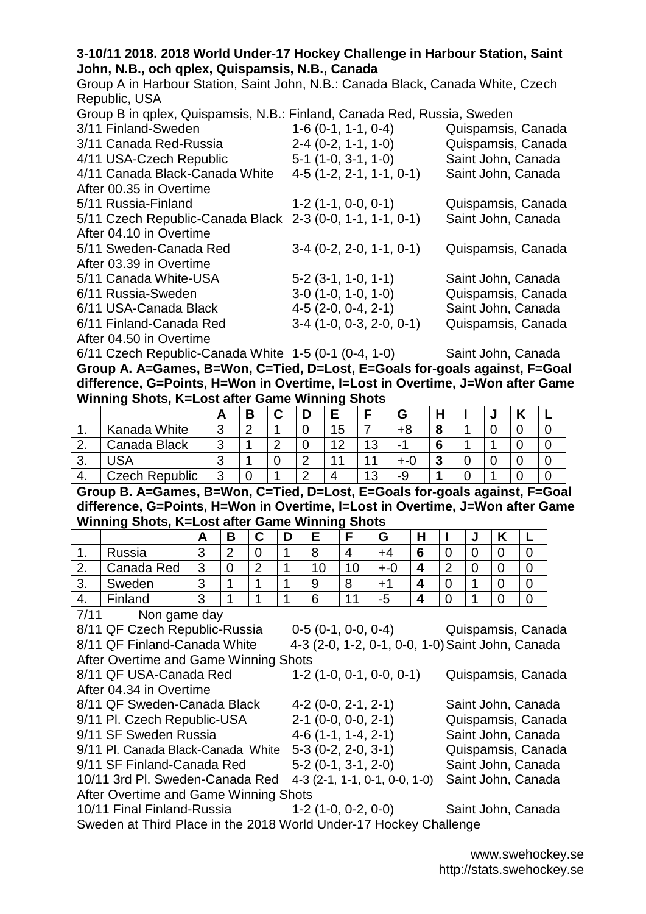**3-10/11 2018. 2018 World Under-17 Hockey Challenge in Harbour Station, Saint John, N.B., och qplex, Quispamsis, N.B., Canada**

Group A in Harbour Station, Saint John, N.B.: Canada Black, Canada White, Czech Republic, USA

Group B in qplex, Quispamsis, N.B.: Finland, Canada Red, Russia, Sweden

3/11 Finland-Sweden 1-6 (0-1, 1-1, 0-4) Quispamsis, Canada
3/11 Canada Red-Russia 2-4 (0-2, 1-1, 1-0) Quispamsis, Canada
4/11 USA-Czech Republic 5-1 (1-0, 3-1, 1-0) Saint John, Canada
4/11 Canada Black-Canada White 4-5 (1-2, 2-1, 1-1, 0-1) Saint John, Canada
After 00.35 in Overtime
5/11 Russia-Finland 1-2 (1-1, 0-0, 0-1) Quispamsis, Canada
5/11 Czech Republic-Canada Black 2-3 (0-0, 1-1, 1-1, 0-1) Saint John, Canada
After 04.10 in Overtime
5/11 Sweden-Canada Red 3-4 (0-2, 2-0, 1-1, 0-1) Quispamsis, Canada
After 03.39 in Overtime
5/11 Canada White-USA 5-2 (3-1, 1-0, 1-1) Saint John, Canada
6/11 Russia-Sweden 3-0 (1-0, 1-0, 1-0) Quispamsis, Canada
6/11 USA-Canada Black 4-5 (2-0, 0-4, 2-1) Saint John, Canada
6/11 Finland-Canada Red 3-4 (1-0, 0-3, 2-0, 0-1) Quispamsis, Canada
After 04.50 in Overtime
6/11 Czech Republic-Canada White 1-5 (0-1 (0-4, 1-0) Saint John, Canada

**Group A. A=Games, B=Won, C=Tied, D=Lost, E=Goals for-goals against, F=Goal difference, G=Points, H=Won in Overtime, I=Lost in Overtime, J=Won after Game Winning Shots, K=Lost after Game Winning Shots**

| | | A | B | C | D | E | F | G | H | I | J | K | L |
|---|---|---|---|---|---|---|---|---|---|---|---|---|---|
| 1. | Kanada White | 3 | 2 | 1 | 0 | 15 | 7 | +8 | **8** | 1 | 0 | 0 | 0 |
| 2. | Canada Black | 3 | 1 | 2 | 0 | 12 | 13 | -1 | **6** | 1 | 1 | 0 | 0 |
| 3. | USA | 3 | 1 | 0 | 2 | 11 | 11 | +-0 | **3** | 0 | 0 | 0 | 0 |
| 4. | Czech Republic | 3 | 0 | 1 | 2 | 4 | 13 | -9 | **1** | 0 | 1 | 0 | 0 |

**Group B. A=Games, B=Won, C=Tied, D=Lost, E=Goals for-goals against, F=Goal difference, G=Points, H=Won in Overtime, I=Lost in Overtime, J=Won after Game Winning Shots, K=Lost after Game Winning Shots**

| | | A | B | C | D | E | F | G | H | I | J | K | L |
|---|---|---|---|---|---|---|---|---|---|---|---|---|---|
| 1. | Russia | 3 | 2 | 0 | 1 | 8 | 4 | +4 | **6** | 0 | 0 | 0 | 0 |
| 2. | Canada Red | 3 | 0 | 2 | 1 | 10 | 10 | +-0 | **4** | 2 | 0 | 0 | 0 |
| 3. | Sweden | 3 | 1 | 1 | 1 | 9 | 8 | +1 | **4** | 0 | 1 | 0 | 0 |
| 4. | Finland | 3 | 1 | 1 | 1 | 6 | 11 | -5 | **4** | 0 | 1 | 0 | 0 |

7/11 Non game day
8/11 QF Czech Republic-Russia 0-5 (0-1, 0-0, 0-4) Quispamsis, Canada
8/11 QF Finland-Canada White 4-3 (2-0, 1-2, 0-1, 0-0, 1-0) Saint John, Canada
After Overtime and Game Winning Shots
8/11 QF USA-Canada Red 1-2 (1-0, 0-1, 0-0, 0-1) Quispamsis, Canada
After 04.34 in Overtime
8/11 QF Sweden-Canada Black 4-2 (0-0, 2-1, 2-1) Saint John, Canada
9/11 Pl. Czech Republic-USA 2-1 (0-0, 0-0, 2-1) Quispamsis, Canada
9/11 SF Sweden Russia 4-6 (1-1, 1-4, 2-1) Saint John, Canada
9/11 Pl. Canada Black-Canada White 5-3 (0-2, 2-0, 3-1) Quispamsis, Canada
9/11 SF Finland-Canada Red 5-2 (0-1, 3-1, 2-0) Saint John, Canada
10/11 3rd Pl. Sweden-Canada Red 4-3 (2-1, 1-1, 0-1, 0-0, 1-0) Saint John, Canada
After Overtime and Game Winning Shots
10/11 Final Finland-Russia 1-2 (1-0, 0-2, 0-0) Saint John, Canada
Sweden at Third Place in the 2018 World Under-17 Hockey Challenge

www.swehockey.se
http://stats.swehockey.se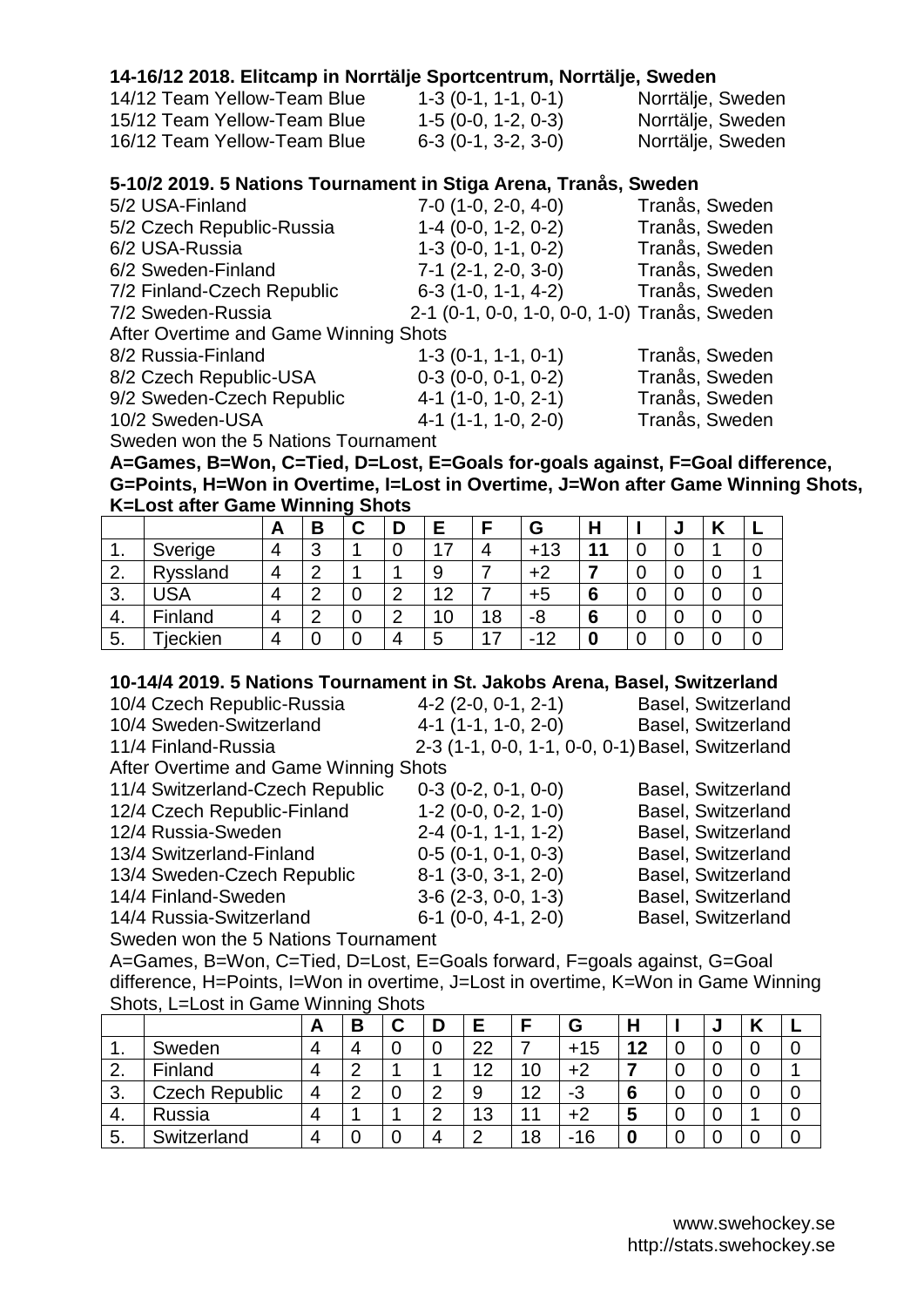**14-16/12 2018. Elitcamp in Norrtälje Sportcentrum, Norrtälje, Sweden**

| | | |
|---|---|---|
| 14/12 Team Yellow-Team Blue | 1-3 (0-1, 1-1, 0-1) | Norrtälje, Sweden |
| 15/12 Team Yellow-Team Blue | 1-5 (0-0, 1-2, 0-3) | Norrtälje, Sweden |
| 16/12 Team Yellow-Team Blue | 6-3 (0-1, 3-2, 3-0) | Norrtälje, Sweden |

**5-10/2 2019. 5 Nations Tournament in Stiga Arena, Tranås, Sweden**

| | | |
|---|---|---|
| 5/2 USA-Finland | 7-0 (1-0, 2-0, 4-0) | Tranås, Sweden |
| 5/2 Czech Republic-Russia | 1-4 (0-0, 1-2, 0-2) | Tranås, Sweden |
| 6/2 USA-Russia | 1-3 (0-0, 1-1, 0-2) | Tranås, Sweden |
| 6/2 Sweden-Finland | 7-1 (2-1, 2-0, 3-0) | Tranås, Sweden |
| 7/2 Finland-Czech Republic | 6-3 (1-0, 1-1, 4-2) | Tranås, Sweden |
| 7/2 Sweden-Russia | 2-1 (0-1, 0-0, 1-0, 0-0, 1-0) | Tranås, Sweden |
| After Overtime and Game Winning Shots | | |
| 8/2 Russia-Finland | 1-3 (0-1, 1-1, 0-1) | Tranås, Sweden |
| 8/2 Czech Republic-USA | 0-3 (0-0, 0-1, 0-2) | Tranås, Sweden |
| 9/2 Sweden-Czech Republic | 4-1 (1-0, 1-0, 2-1) | Tranås, Sweden |
| 10/2 Sweden-USA | 4-1 (1-1, 1-0, 2-0) | Tranås, Sweden |

Sweden won the 5 Nations Tournament

**A=Games, B=Won, C=Tied, D=Lost, E=Goals for-goals against, F=Goal difference, G=Points, H=Won in Overtime, I=Lost in Overtime, J=Won after Game Winning Shots, K=Lost after Game Winning Shots**

| | | A | B | C | D | E | F | G | H | I | J | K | L |
|---|---|---|---|---|---|---|---|---|---|---|---|---|---|
| 1. | Sverige | 4 | 3 | 1 | 0 | 17 | 4 | +13 | **11** | 0 | 0 | 1 | 0 |
| 2. | Ryssland | 4 | 2 | 1 | 1 | 9 | 7 | +2 | **7** | 0 | 0 | 0 | 1 |
| 3. | USA | 4 | 2 | 0 | 2 | 12 | 7 | +5 | **6** | 0 | 0 | 0 | 0 |
| 4. | Finland | 4 | 2 | 0 | 2 | 10 | 18 | -8 | **6** | 0 | 0 | 0 | 0 |
| 5. | Tjeckien | 4 | 0 | 0 | 4 | 5 | 17 | -12 | **0** | 0 | 0 | 0 | 0 |

**10-14/4 2019. 5 Nations Tournament in St. Jakobs Arena, Basel, Switzerland**

| | | |
|---|---|---|
| 10/4 Czech Republic-Russia | 4-2 (2-0, 0-1, 2-1) | Basel, Switzerland |
| 10/4 Sweden-Switzerland | 4-1 (1-1, 1-0, 2-0) | Basel, Switzerland |
| 11/4 Finland-Russia | 2-3 (1-1, 0-0, 1-1, 0-0, 0-1) | Basel, Switzerland |
| After Overtime and Game Winning Shots | | |
| 11/4 Switzerland-Czech Republic | 0-3 (0-2, 0-1, 0-0) | Basel, Switzerland |
| 12/4 Czech Republic-Finland | 1-2 (0-0, 0-2, 1-0) | Basel, Switzerland |
| 12/4 Russia-Sweden | 2-4 (0-1, 1-1, 1-2) | Basel, Switzerland |
| 13/4 Switzerland-Finland | 0-5 (0-1, 0-1, 0-3) | Basel, Switzerland |
| 13/4 Sweden-Czech Republic | 8-1 (3-0, 3-1, 2-0) | Basel, Switzerland |
| 14/4 Finland-Sweden | 3-6 (2-3, 0-0, 1-3) | Basel, Switzerland |
| 14/4 Russia-Switzerland | 6-1 (0-0, 4-1, 2-0) | Basel, Switzerland |

Sweden won the 5 Nations Tournament

A=Games, B=Won, C=Tied, D=Lost, E=Goals forward, F=goals against, G=Goal difference, H=Points, I=Won in overtime, J=Lost in overtime, K=Won in Game Winning Shots, L=Lost in Game Winning Shots

| | | A | B | C | D | E | F | G | H | I | J | K | L |
|---|---|---|---|---|---|---|---|---|---|---|---|---|---|
| 1. | Sweden | 4 | 4 | 0 | 0 | 22 | 7 | +15 | **12** | 0 | 0 | 0 | 0 |
| 2. | Finland | 4 | 2 | 1 | 1 | 12 | 10 | +2 | **7** | 0 | 0 | 0 | 1 |
| 3. | Czech Republic | 4 | 2 | 0 | 2 | 9 | 12 | -3 | **6** | 0 | 0 | 0 | 0 |
| 4. | Russia | 4 | 1 | 1 | 2 | 13 | 11 | +2 | **5** | 0 | 0 | 1 | 0 |
| 5. | Switzerland | 4 | 0 | 0 | 4 | 2 | 18 | -16 | **0** | 0 | 0 | 0 | 0 |

www.swehockey.se
http://stats.swehockey.se